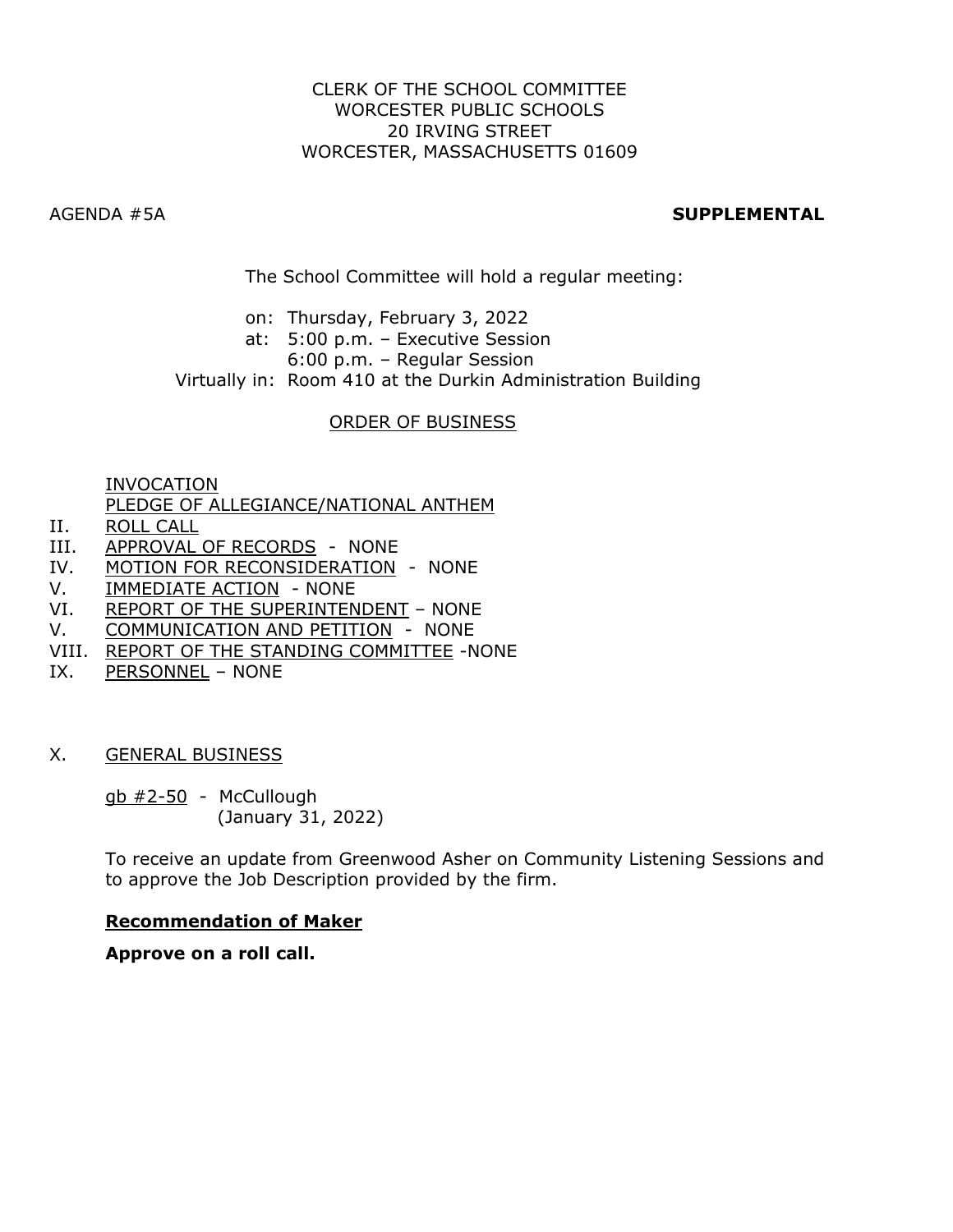CLERK OF THE SCHOOL COMMITTEE
WORCESTER PUBLIC SCHOOLS
20 IRVING STREET
WORCESTER, MASSACHUSETTS 01609

AGENDA #5A **SUPPLEMENTAL**

The School Committee will hold a regular meeting:

on: Thursday, February 3, 2022
at: 5:00 p.m. – Executive Session
6:00 p.m. – Regular Session
Virtually in: Room 410 at the Durkin Administration Building

## ORDER OF BUSINESS

INVOCATION
PLEDGE OF ALLEGIANCE/NATIONAL ANTHEM

II. ROLL CALL
III. APPROVAL OF RECORDS - NONE
IV. MOTION FOR RECONSIDERATION - NONE
V. IMMEDIATE ACTION - NONE
VI. REPORT OF THE SUPERINTENDENT – NONE
V. COMMUNICATION AND PETITION - NONE
VIII. REPORT OF THE STANDING COMMITTEE -NONE
IX. PERSONNEL – NONE

X. GENERAL BUSINESS

gb #2-50 - McCullough
(January 31, 2022)

To receive an update from Greenwood Asher on Community Listening Sessions and to approve the Job Description provided by the firm.

**Recommendation of Maker**

**Approve on a roll call.**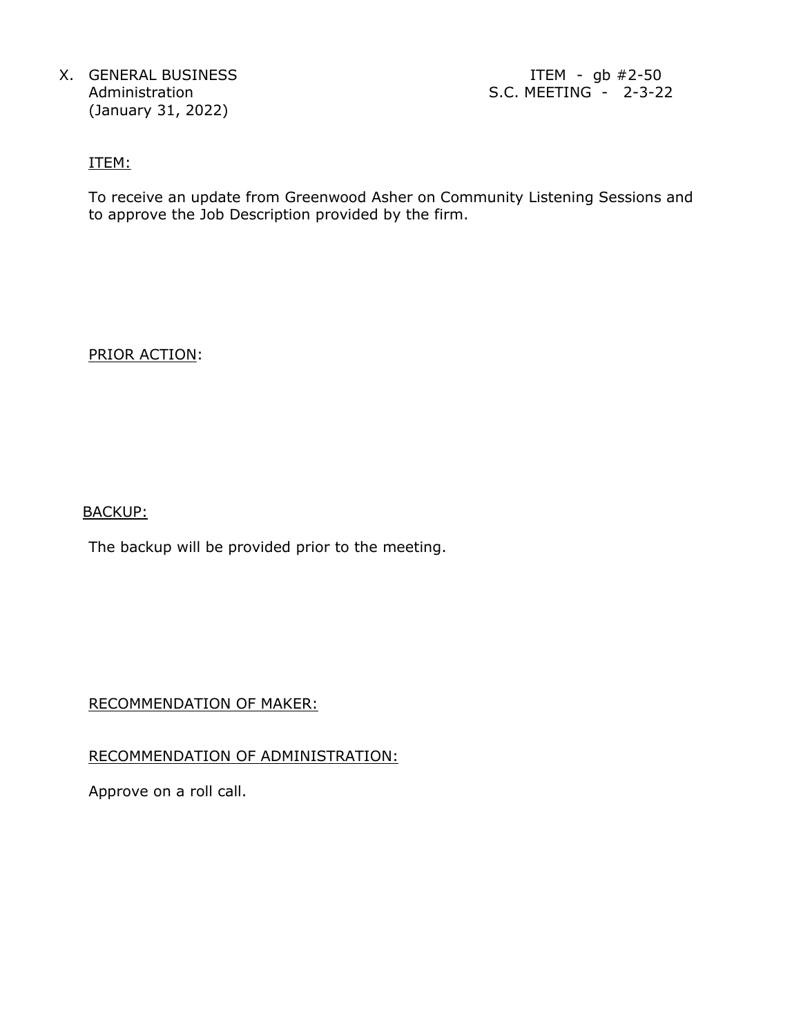X. GENERAL BUSINESS
Administration
(January 31, 2022)

ITEM - gb #2-50
S.C. MEETING - 2-3-22

ITEM:

To receive an update from Greenwood Asher on Community Listening Sessions and to approve the Job Description provided by the firm.

PRIOR ACTION:

BACKUP:

The backup will be provided prior to the meeting.

RECOMMENDATION OF MAKER:

RECOMMENDATION OF ADMINISTRATION:

Approve on a roll call.